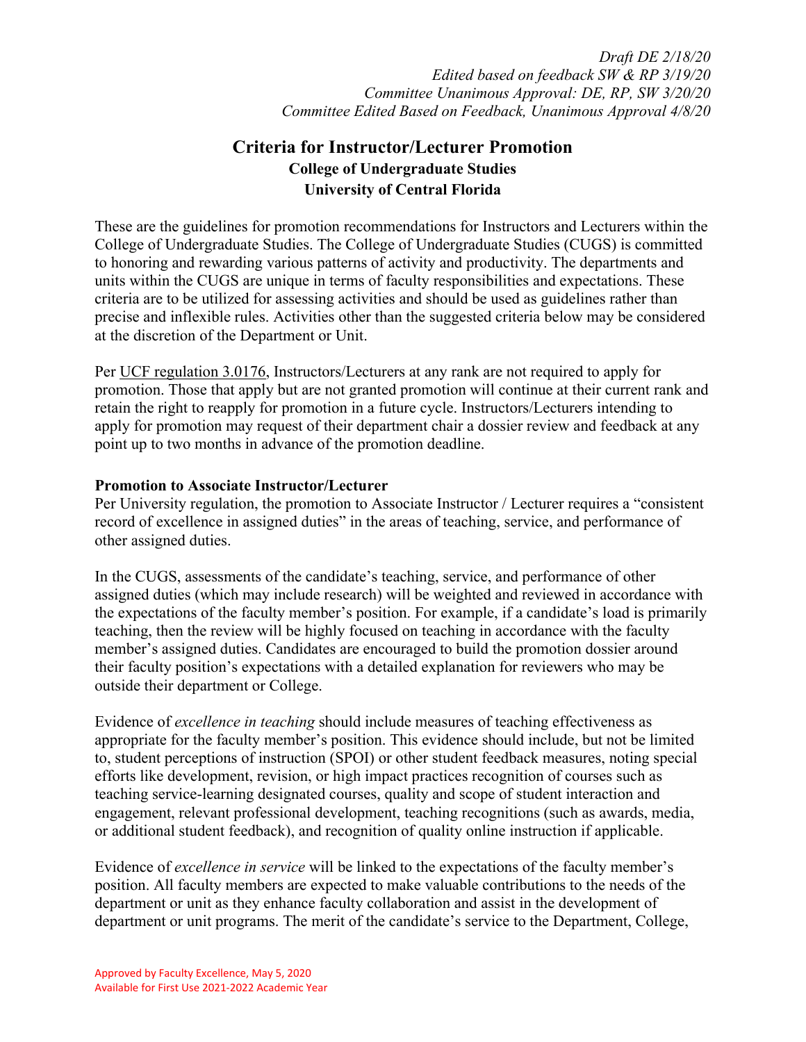*Draft DE 2/18/20*
*Edited based on feedback SW & RP 3/19/20*
*Committee Unanimous Approval: DE, RP, SW 3/20/20*
*Committee Edited Based on Feedback, Unanimous Approval 4/8/20*

# Criteria for Instructor/Lecturer Promotion

## College of Undergraduate Studies
## University of Central Florida

These are the guidelines for promotion recommendations for Instructors and Lecturers within the College of Undergraduate Studies. The College of Undergraduate Studies (CUGS) is committed to honoring and rewarding various patterns of activity and productivity. The departments and units within the CUGS are unique in terms of faculty responsibilities and expectations. These criteria are to be utilized for assessing activities and should be used as guidelines rather than precise and inflexible rules. Activities other than the suggested criteria below may be considered at the discretion of the Department or Unit.

Per UCF regulation 3.0176, Instructors/Lecturers at any rank are not required to apply for promotion. Those that apply but are not granted promotion will continue at their current rank and retain the right to reapply for promotion in a future cycle. Instructors/Lecturers intending to apply for promotion may request of their department chair a dossier review and feedback at any point up to two months in advance of the promotion deadline.

**Promotion to Associate Instructor/Lecturer**

Per University regulation, the promotion to Associate Instructor / Lecturer requires a "consistent record of excellence in assigned duties" in the areas of teaching, service, and performance of other assigned duties.

In the CUGS, assessments of the candidate's teaching, service, and performance of other assigned duties (which may include research) will be weighted and reviewed in accordance with the expectations of the faculty member's position. For example, if a candidate's load is primarily teaching, then the review will be highly focused on teaching in accordance with the faculty member's assigned duties. Candidates are encouraged to build the promotion dossier around their faculty position's expectations with a detailed explanation for reviewers who may be outside their department or College.

Evidence of *excellence in teaching* should include measures of teaching effectiveness as appropriate for the faculty member's position. This evidence should include, but not be limited to, student perceptions of instruction (SPOI) or other student feedback measures, noting special efforts like development, revision, or high impact practices recognition of courses such as teaching service-learning designated courses, quality and scope of student interaction and engagement, relevant professional development, teaching recognitions (such as awards, media, or additional student feedback), and recognition of quality online instruction if applicable.

Evidence of *excellence in service* will be linked to the expectations of the faculty member's position. All faculty members are expected to make valuable contributions to the needs of the department or unit as they enhance faculty collaboration and assist in the development of department or unit programs. The merit of the candidate's service to the Department, College,

Approved by Faculty Excellence, May 5, 2020
Available for First Use 2021-2022 Academic Year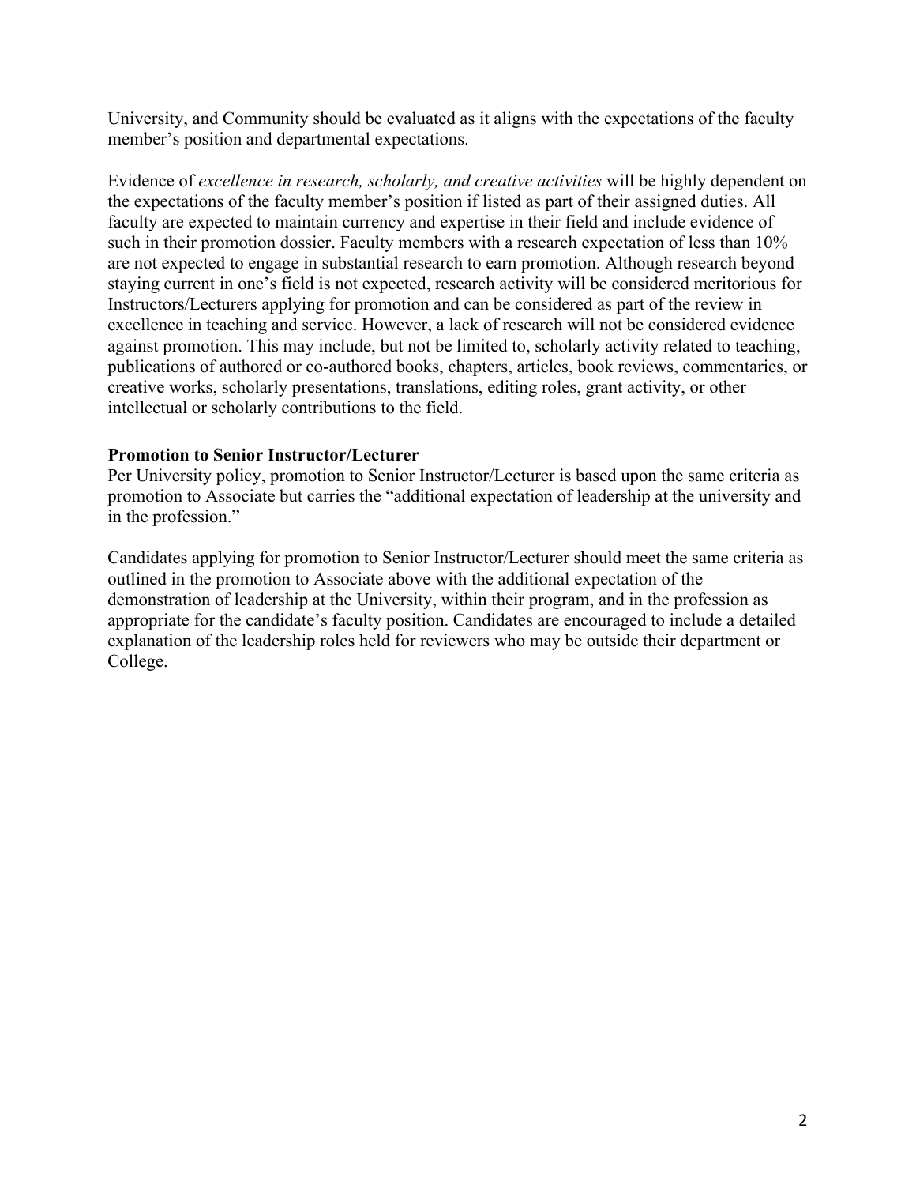University, and Community should be evaluated as it aligns with the expectations of the faculty member's position and departmental expectations.

Evidence of *excellence in research, scholarly, and creative activities* will be highly dependent on the expectations of the faculty member's position if listed as part of their assigned duties. All faculty are expected to maintain currency and expertise in their field and include evidence of such in their promotion dossier. Faculty members with a research expectation of less than 10% are not expected to engage in substantial research to earn promotion. Although research beyond staying current in one's field is not expected, research activity will be considered meritorious for Instructors/Lecturers applying for promotion and can be considered as part of the review in excellence in teaching and service. However, a lack of research will not be considered evidence against promotion. This may include, but not be limited to, scholarly activity related to teaching, publications of authored or co-authored books, chapters, articles, book reviews, commentaries, or creative works, scholarly presentations, translations, editing roles, grant activity, or other intellectual or scholarly contributions to the field.

**Promotion to Senior Instructor/Lecturer**

Per University policy, promotion to Senior Instructor/Lecturer is based upon the same criteria as promotion to Associate but carries the "additional expectation of leadership at the university and in the profession."

Candidates applying for promotion to Senior Instructor/Lecturer should meet the same criteria as outlined in the promotion to Associate above with the additional expectation of the demonstration of leadership at the University, within their program, and in the profession as appropriate for the candidate's faculty position. Candidates are encouraged to include a detailed explanation of the leadership roles held for reviewers who may be outside their department or College.